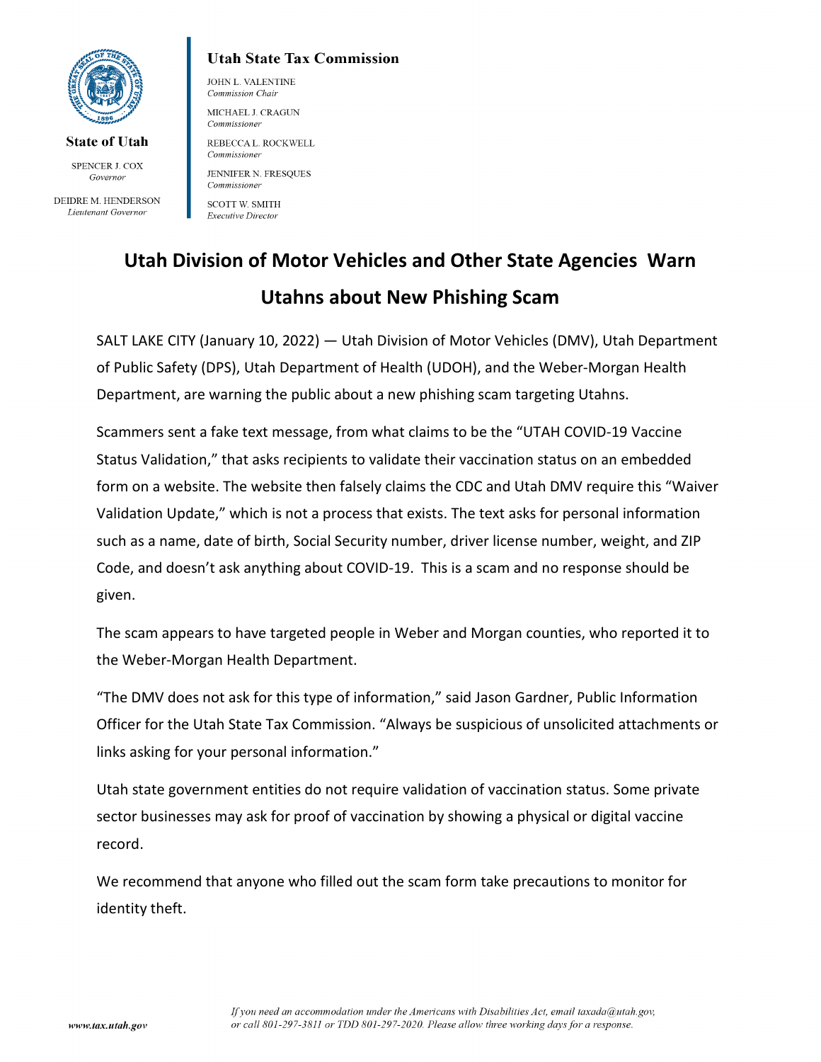**State of Utah**

SPENCER J. COX
*Governor*

DEIDRE M. HENDERSON
*Lieutenant Governor*

**Utah State Tax Commission**

JOHN L. VALENTINE
*Commission Chair*

MICHAEL J. CRAGUN
*Commissioner*

REBECCA L. ROCKWELL
*Commissioner*

JENNIFER N. FRESQUES
*Commissioner*

SCOTT W. SMITH
*Executive Director*

# Utah Division of Motor Vehicles and Other State Agencies Warn Utahns about New Phishing Scam

SALT LAKE CITY (January 10, 2022) — Utah Division of Motor Vehicles (DMV), Utah Department of Public Safety (DPS), Utah Department of Health (UDOH), and the Weber-Morgan Health Department, are warning the public about a new phishing scam targeting Utahns.

Scammers sent a fake text message, from what claims to be the "UTAH COVID-19 Vaccine Status Validation," that asks recipients to validate their vaccination status on an embedded form on a website. The website then falsely claims the CDC and Utah DMV require this "Waiver Validation Update," which is not a process that exists. The text asks for personal information such as a name, date of birth, Social Security number, driver license number, weight, and ZIP Code, and doesn't ask anything about COVID-19. This is a scam and no response should be given.

The scam appears to have targeted people in Weber and Morgan counties, who reported it to the Weber-Morgan Health Department.

"The DMV does not ask for this type of information," said Jason Gardner, Public Information Officer for the Utah State Tax Commission. "Always be suspicious of unsolicited attachments or links asking for your personal information."

Utah state government entities do not require validation of vaccination status. Some private sector businesses may ask for proof of vaccination by showing a physical or digital vaccine record.

We recommend that anyone who filled out the scam form take precautions to monitor for identity theft.

*www.tax.utah.gov*

*If you need an accommodation under the Americans with Disabilities Act, email taxada@utah.gov, or call 801-297-3811 or TDD 801-297-2020. Please allow three working days for a response.*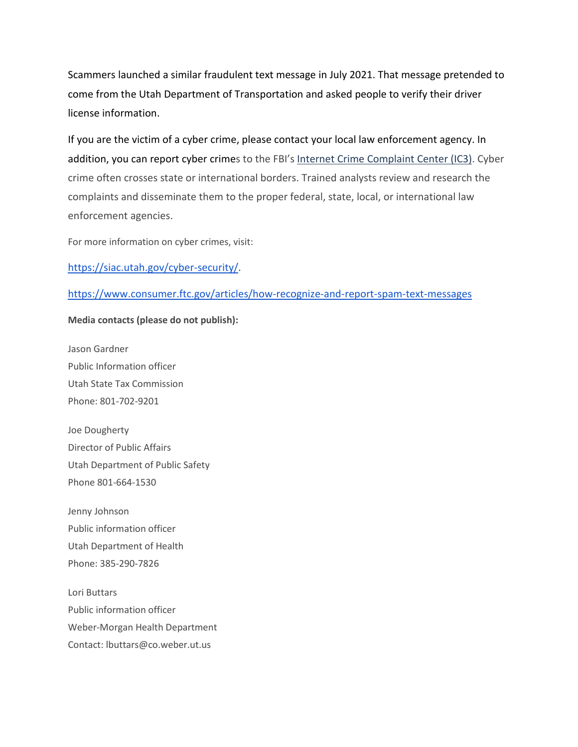Scammers launched a similar fraudulent text message in July 2021. That message pretended to come from the Utah Department of Transportation and asked people to verify their driver license information.

If you are the victim of a cyber crime, please contact your local law enforcement agency. In addition, you can report cyber crimes to the FBI's [Internet Crime Complaint Center (IC3)](). Cyber crime often crosses state or international borders. Trained analysts review and research the complaints and disseminate them to the proper federal, state, local, or international law enforcement agencies.

For more information on cyber crimes, visit:

[https://siac.utah.gov/cyber-security/](https://siac.utah.gov/cyber-security/).

[https://www.consumer.ftc.gov/articles/how-recognize-and-report-spam-text-messages](https://www.consumer.ftc.gov/articles/how-recognize-and-report-spam-text-messages)

**Media contacts (please do not publish):**

Jason Gardner
Public Information officer
Utah State Tax Commission
Phone: 801-702-9201

Joe Dougherty
Director of Public Affairs
Utah Department of Public Safety
Phone 801-664-1530

Jenny Johnson
Public information officer
Utah Department of Health
Phone: 385-290-7826

Lori Buttars
Public information officer
Weber-Morgan Health Department
Contact: lbuttars@co.weber.ut.us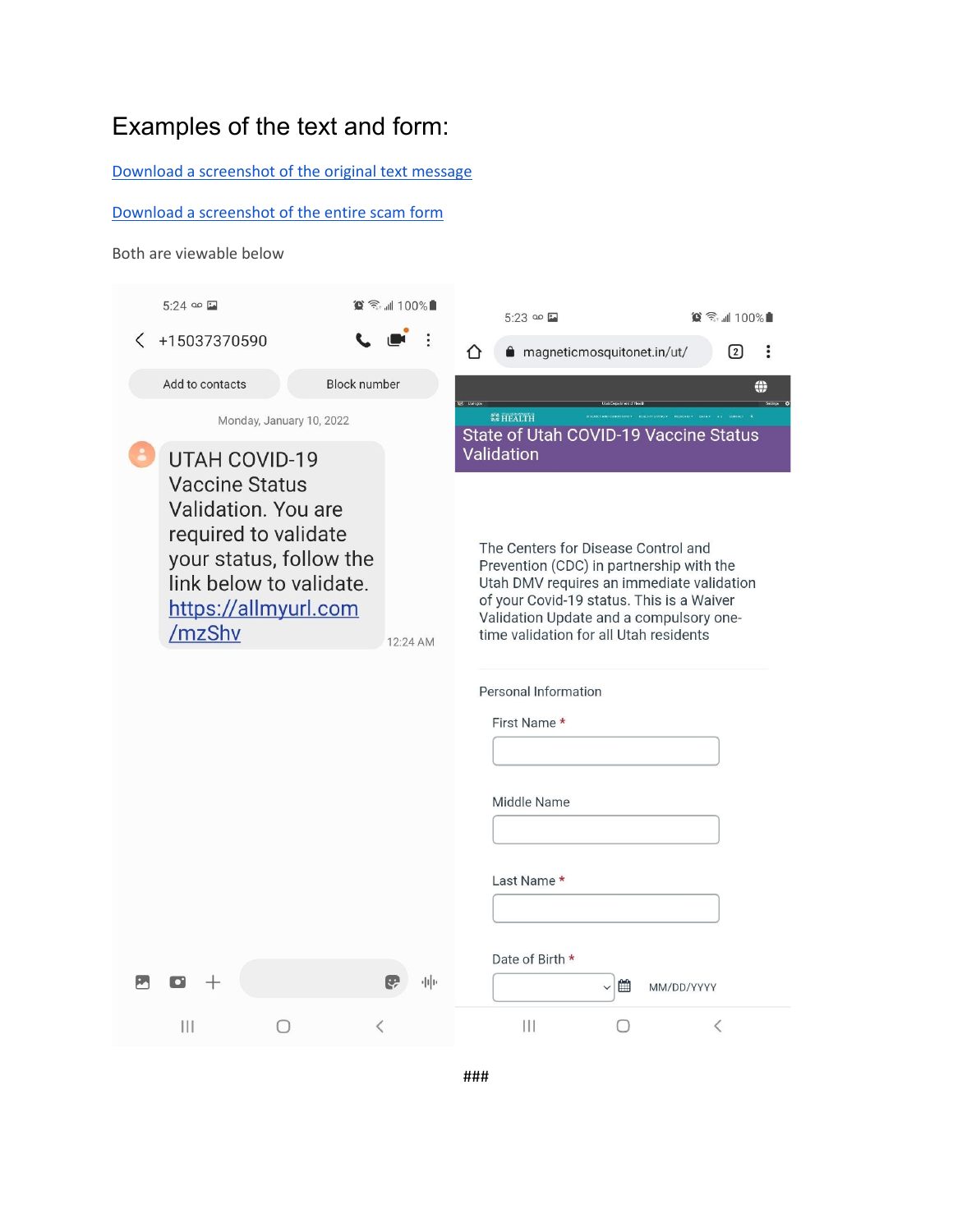# Examples of the text and form:

[Download a screenshot of the original text message]()

[Download a screenshot of the entire scam form]()

Both are viewable below

5:24

+15037370590

Add to contacts

Block number

Monday, January 10, 2022

UTAH COVID-19 Vaccine Status Validation. You are required to validate your status, follow the link below to validate. https://allmyurl.com/mzShv

12:24 AM

5:23

magneticmosquitonet.in/ut/

State of Utah COVID-19 Vaccine Status Validation

The Centers for Disease Control and Prevention (CDC) in partnership with the Utah DMV requires an immediate validation of your Covid-19 status. This is a Waiver Validation Update and a compulsory one-time validation for all Utah residents

Personal Information

First Name *

Middle Name

Last Name *

Date of Birth *

MM/DD/YYYY

###